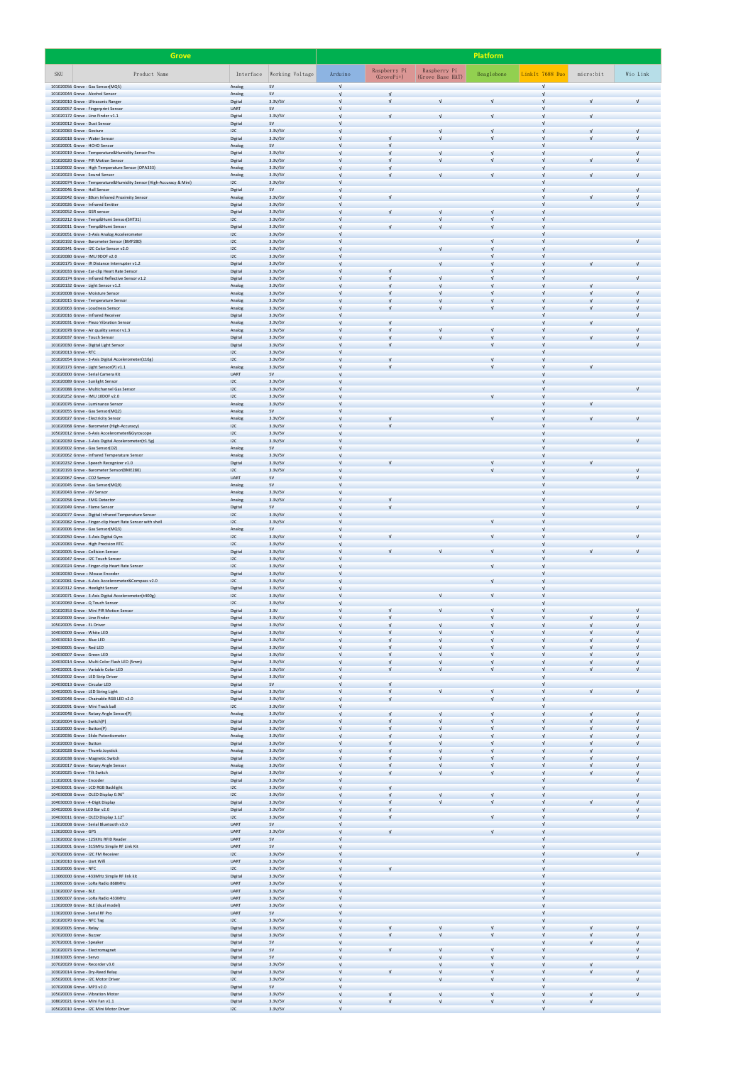| Grove | | | | Platform | | | | | | |
|---|---|---|---|---|---|---|---|---|---|---|
| SKU | Product Name | Interface | Working Voltage | Arduino | Raspberry Pi (GrovePi+) | Raspberry Pi (Grove Base HAT) | Beaglebone | LinkIt 7688 Duo | micro:bit | Wio Link |
| 101020056 | Grove - Gas Sensor(MQ5) | Analog | 5V | √ | | | | √ | | |
| 101020044 | Grove - Alcohol Sensor | Analog | 5V | √ | √ | | | √ | | |
| 101020010 | Grove - Ultrasonic Ranger | Digital | 3.3V/5V | √ | √ | √ | √ | √ | | √ |
| 101020057 | Grove - Fingerprint Sensor | UART | 5V | √ | | | | √ | | |
| 101020172 | Grove - Line Finder v1.1 | Digital | 3.3V/5V | √ | √ | √ | √ | √ | √ | |
| 101020012 | Grove - Dust Sensor | Digital | 5V | √ | | | | √ | | |
| 101020083 | Grove - Gesture | I2C | 3.3V/5V | √ | | √ | √ | √ | √ | √ |
| 101020018 | Grove - Water Sensor | Digital | 3.3V/5V | √ | √ | √ | √ | √ | √ | √ |
| 101020001 | Grove - HCHO Sensor | Analog | 5V | √ | √ | | | √ | | |
| 101020019 | Grove - Temperature&Humidity Sensor Pro | Digital | 3.3V/5V | √ | √ | √ | √ | √ | | √ |
| 101020020 | Grove - PIR Motion Sensor | Digital | 3.3V/5V | √ | √ | √ | √ | √ | √ | √ |
| 111020002 | Grove - High Temperature Sensor (OPA333) | Analog | 3.3V/5V | √ | √ | | | √ | | |
| 101020023 | Grove - Sound Sensor | Analog | 3.3V/5V | √ | √ | √ | √ | √ | √ | √ |
| 101020074 | Grove - Temperature&Humidity Sensor (High-Accuracy & Mini) | I2C | 3.3V/5V | √ | | | | √ | | |
| 101020046 | Grove - Hall Sensor | Digital | 5V | √ | | | | √ | | √ |
| 101020042 | Grove - 80cm Infrared Proximity Sensor | Analog | 3.3V/5V | √ | √ | | | √ | √ | √ |
| 101020026 | Grove - Infrared Emitter | Digital | 3.3V/5V | √ | | | | √ | | √ |
| 101020052 | Grove - GSR sensor | Digital | 3.3V/5V | √ | √ | √ | √ | √ | | |
| 101020212 | Grove - Temp&Humi Sensor(SHT31) | I2C | 3.3V/5V | √ | | √ | √ | √ | | |
| 101020011 | Grove - Temp&Humi Sensor | Digital | 3.3V/5V | √ | √ | √ | √ | √ | | |
| 101020051 | Grove - 3-Axis Analog Accelerometer | I2C | 3.3V/5V | √ | | | | √ | | |
| 101020192 | Grove - Barometer Sensor (BMP280) | I2C | 3.3V/5V | √ | | | √ | √ | | √ |
| 101020341 | Grove - I2C Color Sensor v2.0 | I2C | 3.3V/5V | √ | | √ | √ | √ | | |
| 101020080 | Grove - IMU 9DOF v2.0 | I2C | 3.3V/5V | √ | | | √ | √ | | |
| 101020175 | Grove - IR Distance Interrupter v1.2 | Digital | 3.3V/5V | √ | | √ | √ | √ | √ | √ |
| 101020033 | Grove - Ear-clip Heart Rate Sensor | Digital | 3.3V/5V | √ | √ | | √ | √ | | |
| 101020174 | Grove - Infrared Reflective Sensor v1.2 | Digital | 3.3V/5V | √ | √ | √ | √ | √ | | √ |
| 101020132 | Grove - Light Sensor v1.2 | Analog | 3.3V/5V | √ | √ | √ | √ | √ | √ | |
| 101020008 | Grove - Moisture Sensor | Analog | 3.3V/5V | √ | √ | √ | √ | √ | √ | √ |
| 101020015 | Grove - Temperature Sensor | Analog | 3.3V/5V | √ | √ | √ | √ | √ | √ | √ |
| 101020063 | Grove - Loudness Sensor | Analog | 3.3V/5V | √ | √ | √ | √ | √ | √ | √ |
| 101020016 | Grove - Infrared Receiver | Digital | 3.3V/5V | √ | | | | √ | | √ |
| 101020031 | Grove - Piezo Vibration Sensor | Analog | 3.3V/5V | √ | √ | | | √ | √ | |
| 101020078 | Grove - Air quality sensor v1.3 | Analog | 3.3V/5V | √ | √ | √ | √ | √ | | √ |
| 101020037 | Grove - Touch Sensor | Digital | 3.3V/5V | √ | √ | √ | √ | √ | √ | √ |
| 101020030 | Grove - Digital Light Sensor | Digital | 3.3V/5V | √ | √ | | √ | √ | | √ |
| 101020013 | Grove - RTC | I2C | 3.3V/5V | √ | | | | √ | | |
| 101020054 | Grove - 3-Axis Digital Accelerometer(±16g) | I2C | 3.3V/5V | √ | √ | | √ | √ | | |
| 101020173 | Grove - Light Sensor(P) v1.1 | Analog | 3.3V/5V | √ | √ | | √ | √ | √ | |
| 101020000 | Grove - Serial Camera Kit | UART | 5V | √ | | | | √ | | |
| 101020089 | Grove - Sunlight Sensor | I2C | 3.3V/5V | √ | | | | √ | | |
| 101020088 | Grove - Multichannel Gas Sensor | I2C | 3.3V/5V | √ | | | | √ | | √ |
| 101020252 | Grove - IMU 10DOF v2.0 | I2C | 3.3V/5V | √ | | | √ | √ | | |
| 101020076 | Grove - Luminance Sensor | Analog | 3.3V/5V | √ | | | | √ | √ | |
| 101020055 | Grove - Gas Sensor(MQ2) | Analog | 5V | √ | | | | √ | | |
| 101020027 | Grove - Electricity Sensor | Analog | 3.3V/5V | √ | √ | | √ | √ | √ | √ |
| 101020068 | Grove - Barometer (High-Accuracy) | I2C | 3.3V/5V | √ | √ | | | √ | | |
| 105020012 | Grove - 6-Axis Accelerometer&Gyroscope | I2C | 3.3V/5V | √ | | | | √ | | |
| 101020039 | Grove - 3-Axis Digital Accelerometer(±1.5g) | I2C | 3.3V/5V | √ | | | | √ | | √ |
| 101020002 | Grove - Gas Sensor(O2) | Analog | 5V | √ | | | | √ | | |
| 101020062 | Grove - Infrared Temperature Sensor | Analog | 3.3V/5V | √ | | | | √ | | |
| 101020232 | Grove - Speech Recognizer v1.0 | Digital | 3.3V/5V | √ | √ | | √ | √ | √ | |
| 101020193 | Grove - Barometer Sensor(BME280) | I2C | 3.3V/5V | √ | | | √ | √ | | √ |
| 101020067 | Grove - CO2 Sensor | UART | 5V | √ | | | | √ | | √ |
| 101020045 | Grove - Gas Sensor(MQ9) | Analog | 5V | √ | | | | √ | | |
| 101020043 | Grove - UV Sensor | Analog | 3.3V/5V | √ | | | | √ | | |
| 101020058 | Grove - EMG Detector | Analog | 3.3V/5V | √ | √ | | | √ | | |
| 101020049 | Grove - Flame Sensor | Digital | 5V | √ | √ | | | √ | | √ |
| 101020077 | Grove - Digital Infrared Temperature Sensor | I2C | 3.3V/5V | √ | | | | √ | | |
| 101020082 | Grove - Finger-clip Heart Rate Sensor with shell | I2C | 3.3V/5V | √ | | | √ | √ | | |
| 101020006 | Grove - Gas Sensor(MQ3) | Analog | 5V | √ | | | | √ | | |
| 101020050 | Grove - 3-Axis Digital Gyro | I2C | 3.3V/5V | √ | √ | | √ | √ | | √ |
| 102020083 | Grove - High Precision RTC | I2C | 3.3V/5V | √ | | | | √ | | |
| 101020005 | Grove - Collision Sensor | Digital | 3.3V/5V | √ | √ | √ | √ | √ | √ | √ |
| 101020047 | Grove - I2C Touch Sensor | I2C | 3.3V/5V | √ | | | | √ | | |
| 103020024 | Grove - Finger-clip Heart Rate Sensor | I2C | 3.3V/5V | √ | | | √ | √ | | |
| 103020030 | Grove - Mouse Encoder | Digital | 3.3V/5V | √ | | | | √ | | |
| 101020081 | Grove - 6-Axis Accelerometer&Compass v2.0 | I2C | 3.3V/5V | √ | | | √ | √ | | |
| 101020312 | Grove - Feelight Sensor | Digital | 3.3V/5V | √ | | | | √ | | |
| 101020071 | Grove - 3-Axis Digital Accelerometer(±400g) | I2C | 3.3V/5V | √ | | √ | √ | √ | | |
| 101020069 | Grove - Q Touch Sensor | I2C | 3.3V/5V | √ | | | | √ | | |
| 101020353 | Grove - Mini PIR Motion Sensor | Digital | 3.3V | √ | √ | √ | | √ | | √ |
| 101020009 | Grove - Line Finder | Digital | 3.3V/5V | √ | √ | | √ | √ | √ | √ |
| 105020005 | Grove - EL Driver | Digital | 3.3V/5V | √ | √ | √ | √ | √ | √ | √ |
| 104030009 | Grove - White LED | Digital | 3.3V/5V | √ | √ | √ | √ | √ | √ | √ |
| 104030010 | Grove - Blue LED | Digital | 3.3V/5V | √ | √ | √ | √ | √ | √ | √ |
| 104030005 | Grove - Red LED | Digital | 3.3V/5V | √ | √ | √ | √ | √ | √ | √ |
| 104030007 | Grove - Green LED | Digital | 3.3V/5V | √ | √ | √ | √ | √ | √ | √ |
| 104030014 | Grove - Multi Color Flash LED (5mm) | Digital | 3.3V/5V | √ | √ | √ | √ | √ | √ | √ |
| 104020001 | Grove - Variable Color LED | Digital | 3.3V/5V | √ | √ | √ | √ | √ | √ | √ |
| 105020002 | Grove - LED Strip Driver | Digital | 3.3V/5V | √ | | | | √ | | |
| 104030013 | Grove - Circular LED | Digital | 5V | √ | √ | | | √ | | |
| 104020005 | Grove - LED String Light | Digital | 3.3V/5V | √ | √ | √ | √ | √ | √ | √ |
| 104020048 | Grove - Chainable RGB LED v2.0 | Digital | 3.3V/5V | √ | √ | | √ | √ | | |
| 101020091 | Grove - Mini Track ball | I2C | 3.3V/5V | √ | | | | √ | | |
| 101020048 | Grove - Rotary Angle Sensor(P) | Analog | 3.3V/5V | √ | √ | √ | √ | √ | √ | √ |
| 101020004 | Grove - Switch(P) | Digital | 3.3V/5V | √ | √ | √ | √ | √ | √ | √ |
| 111020000 | Grove - Button(P) | Digital | 3.3V/5V | √ | √ | √ | √ | √ | √ | √ |
| 101020036 | Grove - Slide Potentiometer | Analog | 3.3V/5V | √ | √ | √ | √ | √ | √ | √ |
| 101020003 | Grove - Button | Digital | 3.3V/5V | √ | √ | √ | √ | √ | √ | √ |
| 101020028 | Grove - Thumb Joystick | Analog | 3.3V/5V | √ | √ | √ | √ | √ | √ | |
| 101020038 | Grove - Magnetic Switch | Digital | 3.3V/5V | √ | √ | √ | √ | √ | √ | √ |
| 101020017 | Grove - Rotary Angle Sensor | Analog | 3.3V/5V | √ | √ | √ | √ | √ | √ | √ |
| 101020025 | Grove - Tilt Switch | Digital | 3.3V/5V | √ | √ | √ | √ | √ | √ | √ |
| 111020001 | Grove - Encoder | Digital | 3.3V/5V | √ | | | | √ | | √ |
| 104030001 | Grove - LCD RGB Backlight | I2C | 3.3V/5V | √ | √ | | | √ | | |
| 104030008 | Grove - OLED Display 0.96" | I2C | 3.3V/5V | √ | √ | √ | √ | √ | | √ |
| 104030003 | Grove - 4-Digit Display | Digital | 3.3V/5V | √ | √ | √ | √ | √ | √ | √ |
| 104020006 | Grove LED Bar v2.0 | Digital | 3.3V/5V | √ | √ | | | √ | | √ |
| 104030011 | Grove - OLED Display 1.12" | I2C | 3.3V/5V | √ | √ | | √ | √ | | √ |
| 113020008 | Grove - Serial Bluetooth v3.0 | UART | 5V | √ | | | | √ | | |
| 113020003 | Grove - GPS | UART | 3.3V/5V | √ | √ | | √ | √ | | |
| 113020002 | Grove - 125KHz RFID Reader | UART | 5V | √ | | | | √ | | |
| 113020001 | Grove - 315MHz Simple RF Link Kit | UART | 5V | √ | | | | √ | | |
| 107020006 | Grove - I2C FM Receiver | I2C | 3.3V/5V | √ | | | | √ | | √ |
| 113020010 | Grove - Uart Wifi | UART | 3.3V/5V | √ | | | | √ | | |
| 113020006 | Grove - NFC | I2C | 3.3V/5V | √ | √ | | | √ | | |
| 113060000 | Grove - 433MHz Simple RF link kit | Digital | 3.3V/5V | √ | | | | √ | | |
| 113060006 | Grove - LoRa Radio 868MHz | UART | 3.3V/5V | √ | | | | √ | | |
| 113020007 | Grove - BLE | UART | 3.3V/5V | √ | | | | √ | | |
| 113060007 | Grove - LoRa Radio 433MHz | UART | 3.3V/5V | √ | | | | √ | | |
| 113020009 | Grove - BLE (dual model) | UART | 3.3V/5V | √ | | | | √ | | |
| 113020000 | Grove - Serial RF Pro | UART | 5V | √ | | | | √ | | |
| 101020070 | Grove - NFC Tag | I2C | 3.3V/5V | √ | | | | √ | | |
| 103020005 | Grove - Relay | Digital | 3.3V/5V | √ | √ | √ | √ | √ | √ | √ |
| 107020000 | Grove - Buzzer | Digital | 3.3V/5V | √ | √ | √ | √ | √ | √ | √ |
| 107020001 | Grove - Speaker | Digital | 5V | √ | | | | √ | √ | √ |
| 101020073 | Grove - Electromagnet | Digital | 5V | √ | √ | √ | √ | √ | | √ |
| 316010005 | Grove - Servo | Digital | 5V | √ | | √ | √ | √ | | √ |
| 107020029 | Grove - Recorder v3.0 | Digital | 3.3V/5V | √ | | √ | √ | √ | √ | |
| 103020014 | Grove - Dry-Reed Relay | Digital | 3.3V/5V | √ | √ | √ | √ | √ | √ | √ |
| 105020001 | Grove - I2C Motor Driver | I2C | 3.3V/5V | √ | | √ | √ | √ | | √ |
| 107020008 | Grove - MP3 v2.0 | Digital | 5V | √ | | | | √ | | |
| 105020003 | Grove - Vibration Motor | Digital | 3.3V/5V | √ | √ | √ | √ | √ | √ | √ |
| 108020021 | Grove - Mini Fan v1.1 | Digital | 3.3V/5V | √ | √ | √ | √ | √ | √ | |
| 105020010 | Grove - I2C Mini Motor Driver | I2C | 3.3V/5V | √ | | | | | | |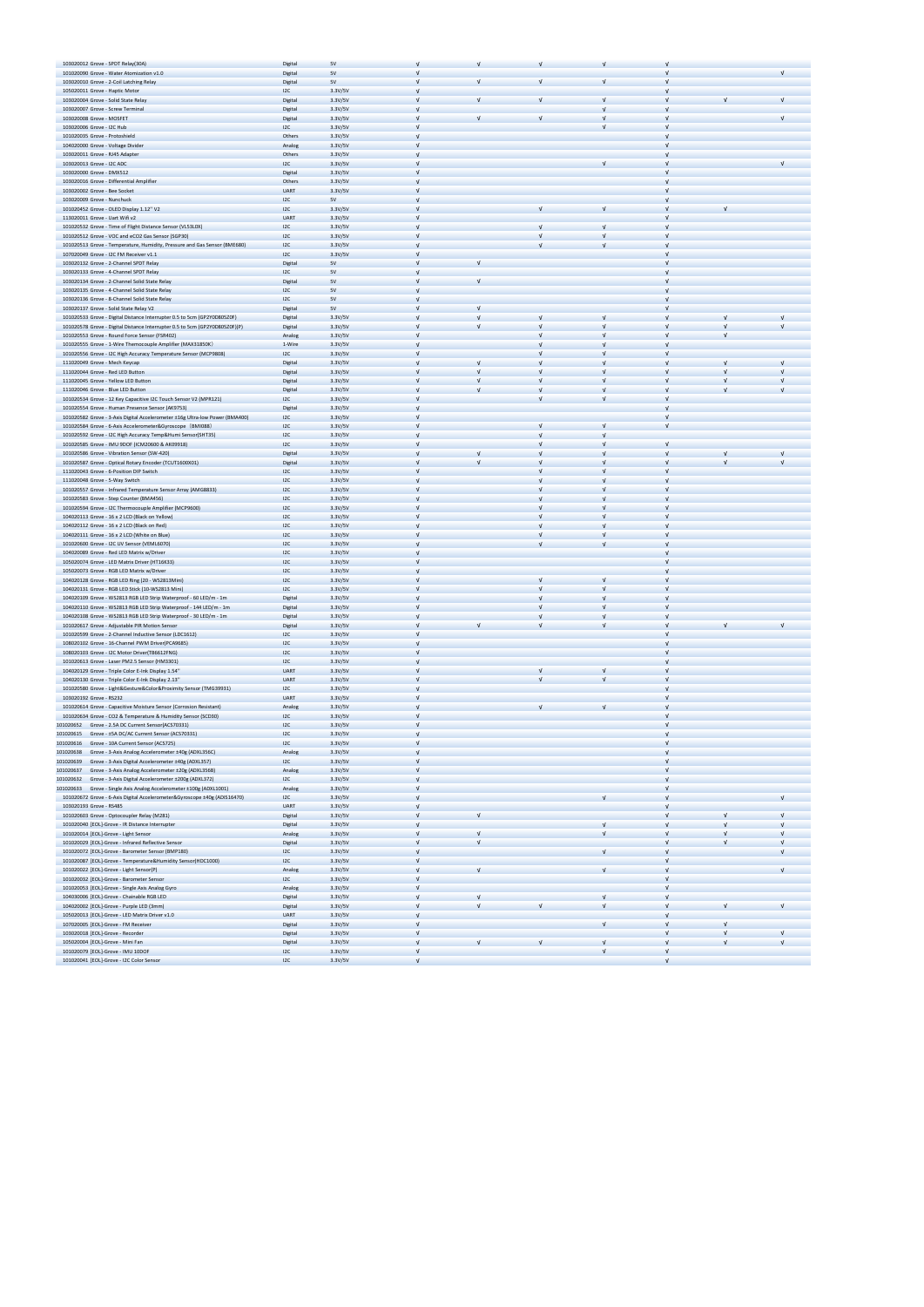| | | | | | | | | | |
|---|---|---|---|---|---|---|---|---|---|
| 103020012 Grove - SPDT Relay(30A) | Digital | 5V | √ | √ | √ | √ | √ | | |
| 101020090 Grove - Water Atomization v1.0 | Digital | 5V | √ | | | | √ | | √ |
| 103020010 Grove - 2-Coil Latching Relay | Digital | 5V | √ | √ | √ | √ | √ | | |
| 105020011 Grove - Haptic Motor | I2C | 3.3V/5V | √ | | | | √ | | |
| 103020004 Grove - Solid State Relay | Digital | 3.3V/5V | √ | √ | √ | √ | √ | √ | √ |
| 103020007 Grove - Screw Terminal | Digital | 3.3V/5V | √ | | | √ | √ | | |
| 103020008 Grove - MOSFET | Digital | 3.3V/5V | √ | √ | √ | √ | √ | | √ |
| 103020006 Grove - I2C Hub | I2C | 3.3V/5V | √ | | | √ | √ | | |
| 101020035 Grove - Protoshield | Others | 3.3V/5V | √ | | | | √ | | |
| 104020000 Grove - Voltage Divider | Analog | 3.3V/5V | √ | | | | √ | | |
| 103020011 Grove - RJ45 Adapter | Others | 3.3V/5V | √ | | | | √ | | |
| 103020013 Grove - I2C ADC | I2C | 3.3V/5V | √ | | | √ | √ | | √ |
| 103020000 Grove - DMX512 | Digital | 3.3V/5V | √ | | | | √ | | |
| 103020016 Grove - Differential Amplifier | Others | 3.3V/5V | √ | | | | √ | | |
| 103020002 Grove - Bee Socket | UART | 3.3V/5V | √ | | | | √ | | |
| 103020009 Grove - Nunchuck | I2C | 5V | √ | | | | √ | | |
| 101020452 Grove - OLED Display 1.12" V2 | I2C | 3.3V/5V | √ | | √ | √ | √ | √ | |
| 113020011 Grove - Uart Wifi v2 | UART | 3.3V/5V | √ | | | | √ | | |
| 101020532 Grove - Time of Flight Distance Sensor (VL53L0X) | I2C | 3.3V/5V | √ | | √ | √ | √ | | |
| 101020512 Grove - VOC and eCO2 Gas Sensor (SGP30) | I2C | 3.3V/5V | √ | | √ | √ | √ | | |
| 101020513 Grove - Temperature, Humidity, Pressure and Gas Sensor (BME680) | I2C | 3.3V/5V | √ | | √ | √ | √ | | |
| 107020049 Grove - I2C FM Receiver v1.1 | I2C | 3.3V/5V | √ | | | | √ | | |
| 103020132 Grove - 2-Channel SPDT Relay | Digital | 5V | √ | √ | | | √ | | |
| 103020133 Grove - 4-Channel SPDT Relay | I2C | 5V | √ | | | | √ | | |
| 103020134 Grove - 2-Channel Solid State Relay | Digital | 5V | √ | √ | | | √ | | |
| 103020135 Grove - 4-Channel Solid State Relay | I2C | 5V | √ | | | | √ | | |
| 103020136 Grove - 8-Channel Solid State Relay | I2C | 5V | √ | | | | √ | | |
| 103020137 Grove - Solid State Relay V2 | Digital | 5V | √ | √ | | | √ | | |
| 101020533 Grove - Digital Distance Interrupter 0.5 to 5cm (GP2Y0D805Z0F) | Digital | 3.3V/5V | √ | √ | √ | √ | √ | √ | √ |
| 101020578 Grove - Digital Distance Interrupter 0.5 to 5cm (GP2Y0D805Z0F)(P) | Digital | 3.3V/5V | √ | √ | √ | √ | √ | √ | √ |
| 101020553 Grove - Round Force Sensor (FSR402) | Analog | 3.3V/5V | √ | | √ | √ | √ | √ | |
| 101020555 Grove - 1-Wire Thermocouple Amplifier (MAX31850K) | 1-Wire | 3.3V/5V | √ | | √ | √ | √ | | |
| 101020556 Grove - I2C High Accuracy Temperature Sensor (MCP9808) | I2C | 3.3V/5V | √ | | √ | √ | √ | | |
| 111020049 Grove - Mech Keycap | Digital | 3.3V/5V | √ | √ | √ | √ | √ | √ | √ |
| 111020044 Grove - Red LED Button | Digital | 3.3V/5V | √ | √ | √ | √ | √ | √ | √ |
| 111020045 Grove - Yellow LED Button | Digital | 3.3V/5V | √ | √ | √ | √ | √ | √ | √ |
| 111020046 Grove - Blue LED Button | Digital | 3.3V/5V | √ | √ | √ | √ | √ | √ | √ |
| 101020534 Grove - 12 Key Capacitive I2C Touch Sensor V2 (MPR121) | I2C | 3.3V/5V | √ | | √ | √ | √ | | |
| 101020554 Grove - Human Presence Sensor (AK9753) | Digital | 3.3V/5V | √ | | | | √ | | |
| 101020582 Grove - 3-Axis Digital Accelerometer ±16g Ultra-low Power (BMA400) | I2C | 3.3V/5V | √ | | | | √ | | |
| 101020584 Grove - 6-Axis Accelerometer&Gyroscope（BMI088） | I2C | 3.3V/5V | √ | | √ | √ | √ | | |
| 101020592 Grove - I2C High Accuracy Temp&Humi Sensor(SHT35) | I2C | 3.3V/5V | √ | | √ | √ | | | |
| 101020585 Grove - IMU 9DOF (ICM20600 & AK09918) | I2C | 3.3V/5V | √ | | √ | √ | √ | | |
| 101020586 Grove - Vibration Sensor (SW-420) | Digital | 3.3V/5V | √ | √ | √ | √ | √ | √ | √ |
| 101020587 Grove - Optical Rotary Encoder (TCUT1600X01) | Digital | 3.3V/5V | √ | √ | √ | √ | √ | √ | √ |
| 111020043 Grove - 6-Position DIP Switch | I2C | 3.3V/5V | √ | | √ | √ | √ | | |
| 111020048 Grove - 5-Way Switch | I2C | 3.3V/5V | √ | | √ | √ | √ | | |
| 101020557 Grove - Infrared Temperature Sensor Array (AMG8833) | I2C | 3.3V/5V | √ | | √ | √ | √ | | |
| 101020583 Grove - Step Counter (BMA456) | I2C | 3.3V/5V | √ | | √ | √ | √ | | |
| 101020594 Grove - I2C Thermocouple Amplifier (MCP9600) | I2C | 3.3V/5V | √ | | √ | √ | √ | | |
| 104020113 Grove - 16 x 2 LCD (Black on Yellow) | I2C | 3.3V/5V | √ | | √ | √ | √ | | |
| 104020112 Grove - 16 x 2 LCD (Black on Red) | I2C | 3.3V/5V | √ | | √ | √ | √ | | |
| 104020111 Grove - 16 x 2 LCD (White on Blue) | I2C | 3.3V/5V | √ | | √ | √ | √ | | |
| 101020600 Grove - I2C UV Sensor (VEML6070) | I2C | 3.3V/5V | √ | | √ | √ | √ | | |
| 104020089 Grove - Red LED Matrix w/Driver | I2C | 3.3V/5V | √ | | | | √ | | |
| 105020074 Grove - LED Matrix Driver (HT16K33) | I2C | 3.3V/5V | √ | | | | √ | | |
| 105020073 Grove - RGB LED Matrix w/Driver | I2C | 3.3V/5V | √ | | | | √ | | |
| 104020128 Grove - RGB LED Ring (20 - WS2813Mini) | I2C | 3.3V/5V | √ | | √ | √ | √ | | |
| 104020131 Grove - RGB LED Stick (10-WS2813 Mini) | I2C | 3.3V/5V | √ | | √ | √ | √ | | |
| 104020109 Grove - WS2813 RGB LED Strip Waterproof - 60 LED/m - 1m | Digital | 3.3V/5V | √ | | √ | √ | √ | | |
| 104020110 Grove - WS2813 RGB LED Strip Waterproof - 144 LED/m - 1m | Digital | 3.3V/5V | √ | | √ | √ | √ | | |
| 104020108 Grove - WS2813 RGB LED Strip Waterproof - 30 LED/m - 1m | Digital | 3.3V/5V | √ | | √ | √ | √ | | |
| 101020617 Grove - Adjustable PIR Motion Sensor | Digital | 3.3V/5V | √ | √ | √ | √ | √ | √ | √ |
| 101020599 Grove - 2-Channel Inductive Sensor (LDC1612) | I2C | 3.3V/5V | √ | | | | √ | | |
| 108020102 Grove - 16-Channel PWM Driver(PCA9685) | I2C | 3.3V/5V | √ | | | | √ | | |
| 108020103 Grove - I2C Motor Driver(TB6612FNG) | I2C | 3.3V/5V | √ | | | | √ | | |
| 101020613 Grove - Laser PM2.5 Sensor (HM3301) | I2C | 3.3V/5V | √ | | | | √ | | |
| 104020129 Grove - Triple Color E-Ink Display 1.54" | UART | 3.3V/5V | √ | | √ | √ | √ | | |
| 104020130 Grove - Triple Color E-Ink Display 2.13" | UART | 3.3V/5V | √ | | √ | √ | √ | | |
| 101020580 Grove - Light&Gesture&Color&Proximity Sensor (TMG39931) | I2C | 3.3V/5V | √ | | | | √ | | |
| 103020192 Grove - RS232 | UART | 3.3V/5V | √ | | | | √ | | |
| 101020614 Grove - Capacitive Moisture Sensor (Corrosion Resistant) | Analog | 3.3V/5V | √ | | √ | √ | √ | | |
| 101020634 Grove - CO2 & Temperature & Humidity Sensor (SCD30) | I2C | 3.3V/5V | √ | | | | √ | | |
| 101020652 Grove - 2.5A DC Current Sensor(ACS70331) | I2C | 3.3V/5V | √ | | | | √ | | |
| 101020615 Grove - ±5A DC/AC Current Sensor (ACS70331) | I2C | 3.3V/5V | √ | | | | √ | | |
| 101020616 Grove - 10A Current Sensor (ACS725) | I2C | 3.3V/5V | √ | | | | √ | | |
| 101020638 Grove - 3-Axis Analog Accelerometer ±40g (ADXL356C) | Analog | 3.3V/5V | √ | | | | √ | | |
| 101020639 Grove - 3-Axis Digital Accelerometer ±40g (ADXL357) | I2C | 3.3V/5V | √ | | | | √ | | |
| 101020637 Grove - 3-Axis Analog Accelerometer ±20g (ADXL356B) | Analog | 3.3V/5V | √ | | | | √ | | |
| 101020632 Grove - 3-Axis Digital Accelerometer ±200g (ADXL372) | I2C | 3.3V/5V | √ | | | | √ | | |
| 101020633 Grove - Single Axis Analog Accelerometer ±100g (ADXL1001) | Analog | 3.3V/5V | √ | | | | √ | | |
| 101020672 Grove - 6-Axis Digital Accelerometer&Gyroscope ±40g (ADIS16470) | I2C | 3.3V/5V | √ | | | √ | √ | | √ |
| 103020193 Grove - RS485 | UART | 3.3V/5V | √ | | | | √ | | |
| 103020003 Grove - Optocoupler Relay (M281) | Digital | 3.3V/5V | √ | √ | | | √ | √ | √ |
| 101020040 [EOL]-Grove - IR Distance Interrupter | Digital | 3.3V/5V | √ | | | √ | √ | √ | √ |
| 101020014 [EOL]-Grove - Light Sensor | Analog | 3.3V/5V | √ | √ | | √ | √ | √ | √ |
| 101020029 [EOL]-Grove - Infrared Reflective Sensor | Digital | 3.3V/5V | √ | √ | | | √ | √ | √ |
| 101020072 [EOL]-Grove - Barometer Sensor (BMP180) | I2C | 3.3V/5V | √ | | | √ | √ | | √ |
| 101020087 [EOL]-Grove - Temperature&Humidity Sensor(HDC1000) | I2C | 3.3V/5V | √ | | | | √ | | |
| 101020022 [EOL]-Grove - Light Sensor(P) | Analog | 3.3V/5V | √ | √ | | √ | √ | | √ |
| 101020032 [EOL]-Grove - Barometer Sensor | I2C | 3.3V/5V | √ | | | | √ | | |
| 101020053 [EOL]-Grove - Single Axis Analog Gyro | Analog | 3.3V/5V | √ | | | | √ | | |
| 104030006 [EOL]-Grove - Chainable RGB LED | Digital | 3.3V/5V | √ | √ | | √ | √ | | |
| 104020002 [EOL]-Grove - Purple LED (3mm) | Digital | 3.3V/5V | √ | √ | √ | √ | √ | √ | √ |
| 105020013 [EOL]-Grove - LED Matrix Driver v1.0 | UART | 3.3V/5V | √ | | | | √ | | |
| 107020005 [EOL]-Grove - FM Receiver | Digital | 3.3V/5V | √ | | | √ | √ | √ | |
| 103020018 [EOL]-Grove - Recorder | Digital | 3.3V/5V | √ | | | | √ | √ | √ |
| 105020004 [EOL]-Grove - Mini Fan | Digital | 3.3V/5V | √ | √ | √ | √ | √ | √ | √ |
| 101020079 [EOL]-Grove - IMU 10DOF | I2C | 3.3V/5V | √ | | | √ | √ | | |
| 101020041 [EOL]-Grove - I2C Color Sensor | I2C | 3.3V/5V | √ | | | | √ | | |